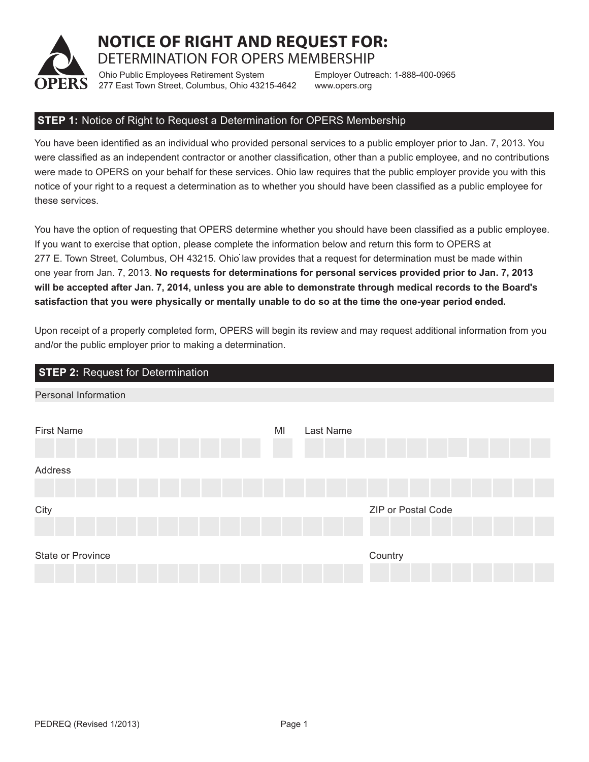# NOTICE OF RIGHT AND REQUEST FOR:

## DETERMINATION FOR OPERS MEMBERSHIP

Ohio Public Employees Retirement System
277 East Town Street, Columbus, Ohio 43215-4642

Employer Outreach: 1-888-400-0965
www.opers.org

### STEP 1: Notice of Right to Request a Determination for OPERS Membership

You have been identified as an individual who provided personal services to a public employer prior to Jan. 7, 2013. You were classified as an independent contractor or another classification, other than a public employee, and no contributions were made to OPERS on your behalf for these services. Ohio law requires that the public employer provide you with this notice of your right to a request a determination as to whether you should have been classified as a public employee for these services.

You have the option of requesting that OPERS determine whether you should have been classified as a public employee. If you want to exercise that option, please complete the information below and return this form to OPERS at 277 E. Town Street, Columbus, OH 43215. Ohio law provides that a request for determination must be made within one year from Jan. 7, 2013. **No requests for determinations for personal services provided prior to Jan. 7, 2013 will be accepted after Jan. 7, 2014, unless you are able to demonstrate through medical records to the Board's satisfaction that you were physically or mentally unable to do so at the time the one-year period ended.**

Upon receipt of a properly completed form, OPERS will begin its review and may request additional information from you and/or the public employer prior to making a determination.

### STEP 2: Request for Determination

Personal Information

First Name

MI

Last Name

Address

City

ZIP or Postal Code

State or Province

Country

PEDREQ (Revised 1/2013)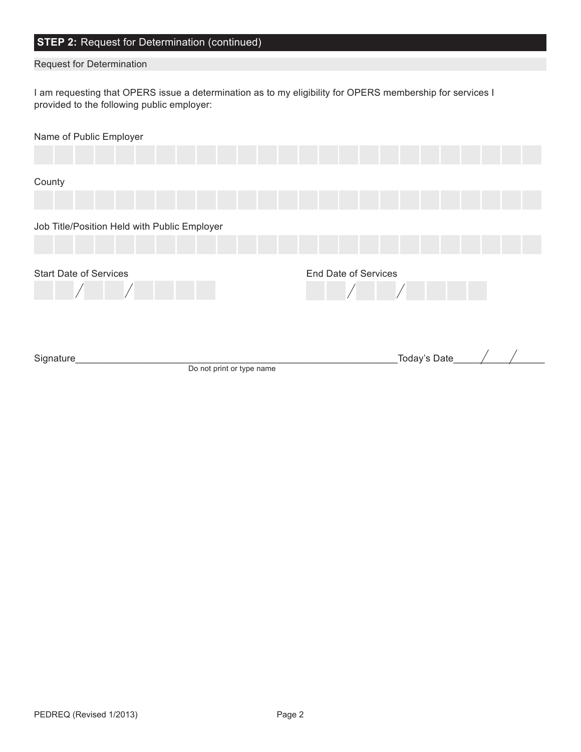## STEP 2: Request for Determination (continued)

Request for Determination

I am requesting that OPERS issue a determination as to my eligibility for OPERS membership for services I provided to the following public employer:

Name of Public Employer

County

Job Title/Position Held with Public Employer

Start Date of Services / /

End Date of Services / /

Signature________________________________________________________________Today's Date_____/_____/______

Do not print or type name

PEDREQ (Revised 1/2013)